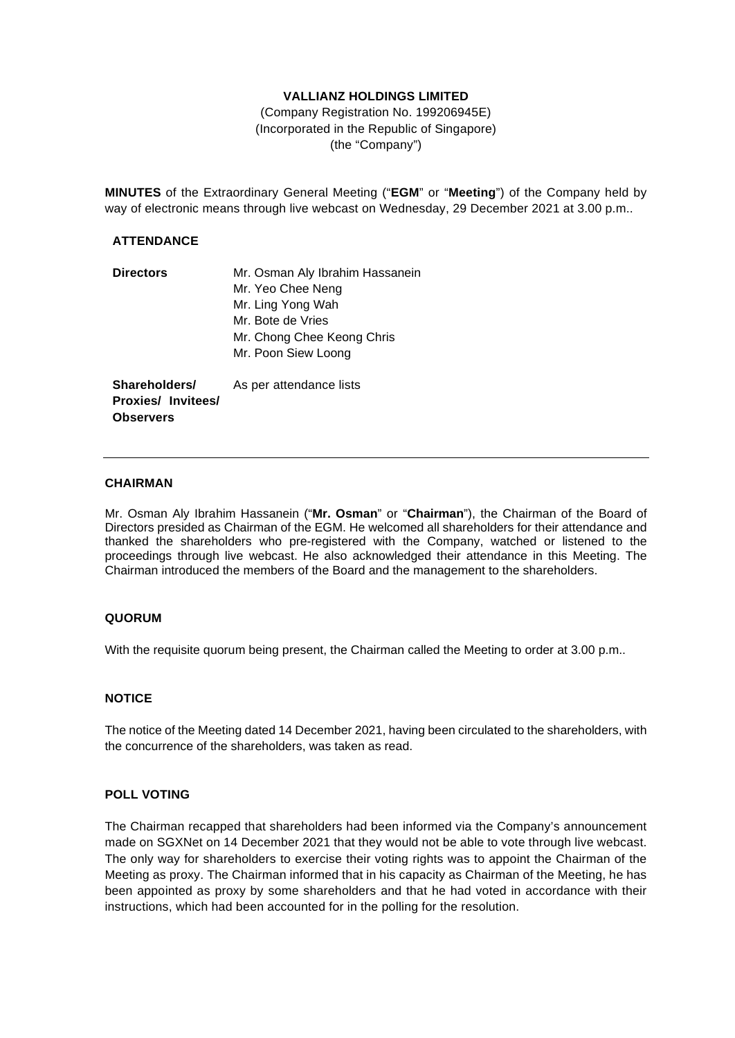**VALLIANZ HOLDINGS LIMITED**

(Company Registration No. 199206945E)
(Incorporated in the Republic of Singapore)
(the "Company")

**MINUTES** of the Extraordinary General Meeting ("**EGM**" or "**Meeting**") of the Company held by way of electronic means through live webcast on Wednesday, 29 December 2021 at 3.00 p.m..

**ATTENDANCE**

| | |
|---|---|
| **Directors** | Mr. Osman Aly Ibrahim Hassanein<br>Mr. Yeo Chee Neng<br>Mr. Ling Yong Wah<br>Mr. Bote de Vries<br>Mr. Chong Chee Keong Chris<br>Mr. Poon Siew Loong |
| **Shareholders/ Proxies/ Invitees/ Observers** | As per attendance lists |

---

**CHAIRMAN**

Mr. Osman Aly Ibrahim Hassanein ("**Mr. Osman**" or "**Chairman**"), the Chairman of the Board of Directors presided as Chairman of the EGM. He welcomed all shareholders for their attendance and thanked the shareholders who pre-registered with the Company, watched or listened to the proceedings through live webcast. He also acknowledged their attendance in this Meeting. The Chairman introduced the members of the Board and the management to the shareholders.

**QUORUM**

With the requisite quorum being present, the Chairman called the Meeting to order at 3.00 p.m..

**NOTICE**

The notice of the Meeting dated 14 December 2021, having been circulated to the shareholders, with the concurrence of the shareholders, was taken as read.

**POLL VOTING**

The Chairman recapped that shareholders had been informed via the Company's announcement made on SGXNet on 14 December 2021 that they would not be able to vote through live webcast. The only way for shareholders to exercise their voting rights was to appoint the Chairman of the Meeting as proxy. The Chairman informed that in his capacity as Chairman of the Meeting, he has been appointed as proxy by some shareholders and that he had voted in accordance with their instructions, which had been accounted for in the polling for the resolution.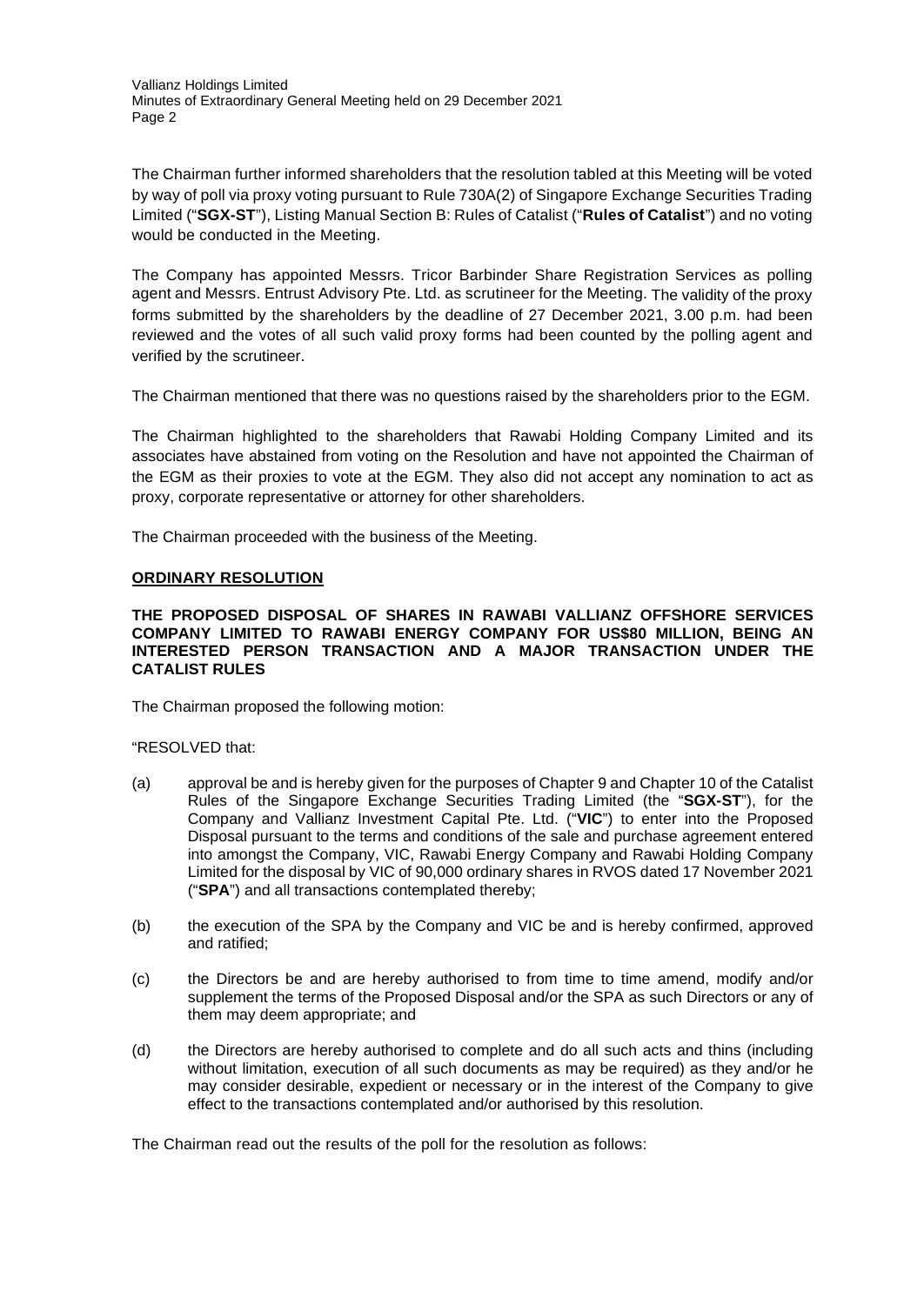The Chairman further informed shareholders that the resolution tabled at this Meeting will be voted by way of poll via proxy voting pursuant to Rule 730A(2) of Singapore Exchange Securities Trading Limited ("**SGX-ST**"), Listing Manual Section B: Rules of Catalist ("**Rules of Catalist**") and no voting would be conducted in the Meeting.

The Company has appointed Messrs. Tricor Barbinder Share Registration Services as polling agent and Messrs. Entrust Advisory Pte. Ltd. as scrutineer for the Meeting. The validity of the proxy forms submitted by the shareholders by the deadline of 27 December 2021, 3.00 p.m. had been reviewed and the votes of all such valid proxy forms had been counted by the polling agent and verified by the scrutineer.

The Chairman mentioned that there was no questions raised by the shareholders prior to the EGM.

The Chairman highlighted to the shareholders that Rawabi Holding Company Limited and its associates have abstained from voting on the Resolution and have not appointed the Chairman of the EGM as their proxies to vote at the EGM. They also did not accept any nomination to act as proxy, corporate representative or attorney for other shareholders.

The Chairman proceeded with the business of the Meeting.

**ORDINARY RESOLUTION**

**THE PROPOSED DISPOSAL OF SHARES IN RAWABI VALLIANZ OFFSHORE SERVICES COMPANY LIMITED TO RAWABI ENERGY COMPANY FOR US$80 MILLION, BEING AN INTERESTED PERSON TRANSACTION AND A MAJOR TRANSACTION UNDER THE CATALIST RULES**

The Chairman proposed the following motion:

"RESOLVED that:

(a) approval be and is hereby given for the purposes of Chapter 9 and Chapter 10 of the Catalist Rules of the Singapore Exchange Securities Trading Limited (the "**SGX-ST**"), for the Company and Vallianz Investment Capital Pte. Ltd. ("**VIC**") to enter into the Proposed Disposal pursuant to the terms and conditions of the sale and purchase agreement entered into amongst the Company, VIC, Rawabi Energy Company and Rawabi Holding Company Limited for the disposal by VIC of 90,000 ordinary shares in RVOS dated 17 November 2021 ("**SPA**") and all transactions contemplated thereby;

(b) the execution of the SPA by the Company and VIC be and is hereby confirmed, approved and ratified;

(c) the Directors be and are hereby authorised to from time to time amend, modify and/or supplement the terms of the Proposed Disposal and/or the SPA as such Directors or any of them may deem appropriate; and

(d) the Directors are hereby authorised to complete and do all such acts and thins (including without limitation, execution of all such documents as may be required) as they and/or he may consider desirable, expedient or necessary or in the interest of the Company to give effect to the transactions contemplated and/or authorised by this resolution.

The Chairman read out the results of the poll for the resolution as follows: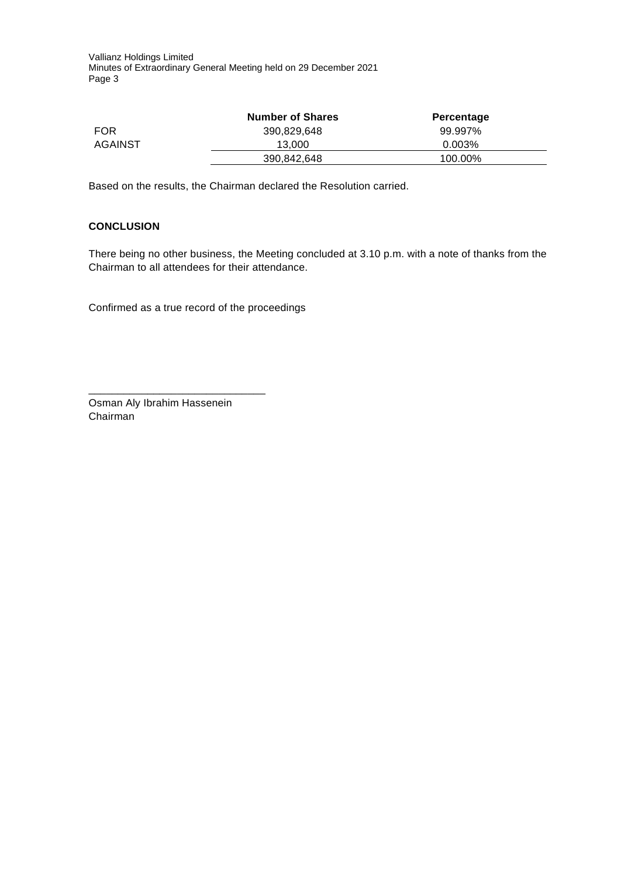| | Number of Shares | Percentage |
|---|---|---|
| FOR | 390,829,648 | 99.997% |
| AGAINST | 13,000 | 0.003% |
| | 390,842,648 | 100.00% |

Based on the results, the Chairman declared the Resolution carried.

**CONCLUSION**

There being no other business, the Meeting concluded at 3.10 p.m. with a note of thanks from the Chairman to all attendees for their attendance.

Confirmed as a true record of the proceedings

\_\_\_\_\_\_\_\_\_\_\_\_\_\_\_\_\_\_\_\_\_\_\_\_\_\_\_\_\_\_

Osman Aly Ibrahim Hassenein
Chairman